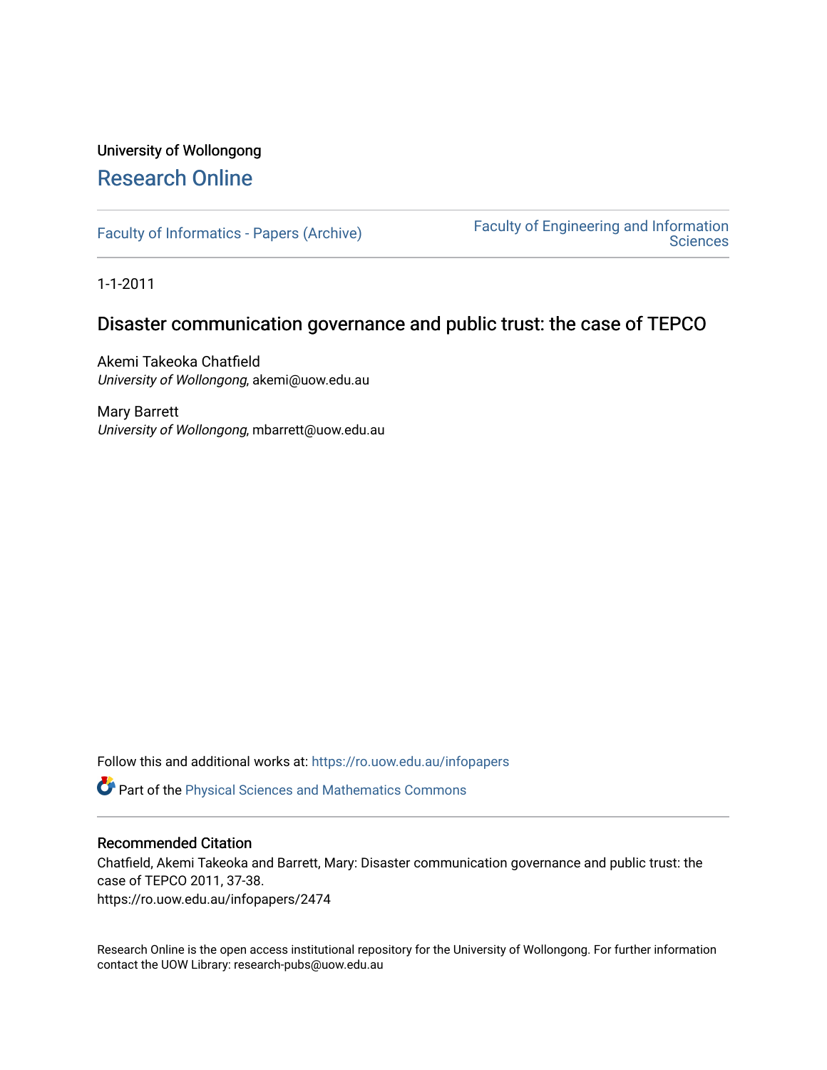University of Wollongong

# Research Online

Faculty of Informatics - Papers (Archive)

Faculty of Engineering and Information Sciences

1-1-2011

## Disaster communication governance and public trust: the case of TEPCO

Akemi Takeoka Chatfield
*University of Wollongong*, akemi@uow.edu.au

Mary Barrett
*University of Wollongong*, mbarrett@uow.edu.au

Follow this and additional works at: https://ro.uow.edu.au/infopapers

Part of the Physical Sciences and Mathematics Commons

### Recommended Citation

Chatfield, Akemi Takeoka and Barrett, Mary: Disaster communication governance and public trust: the case of TEPCO 2011, 37-38.
https://ro.uow.edu.au/infopapers/2474

Research Online is the open access institutional repository for the University of Wollongong. For further information contact the UOW Library: research-pubs@uow.edu.au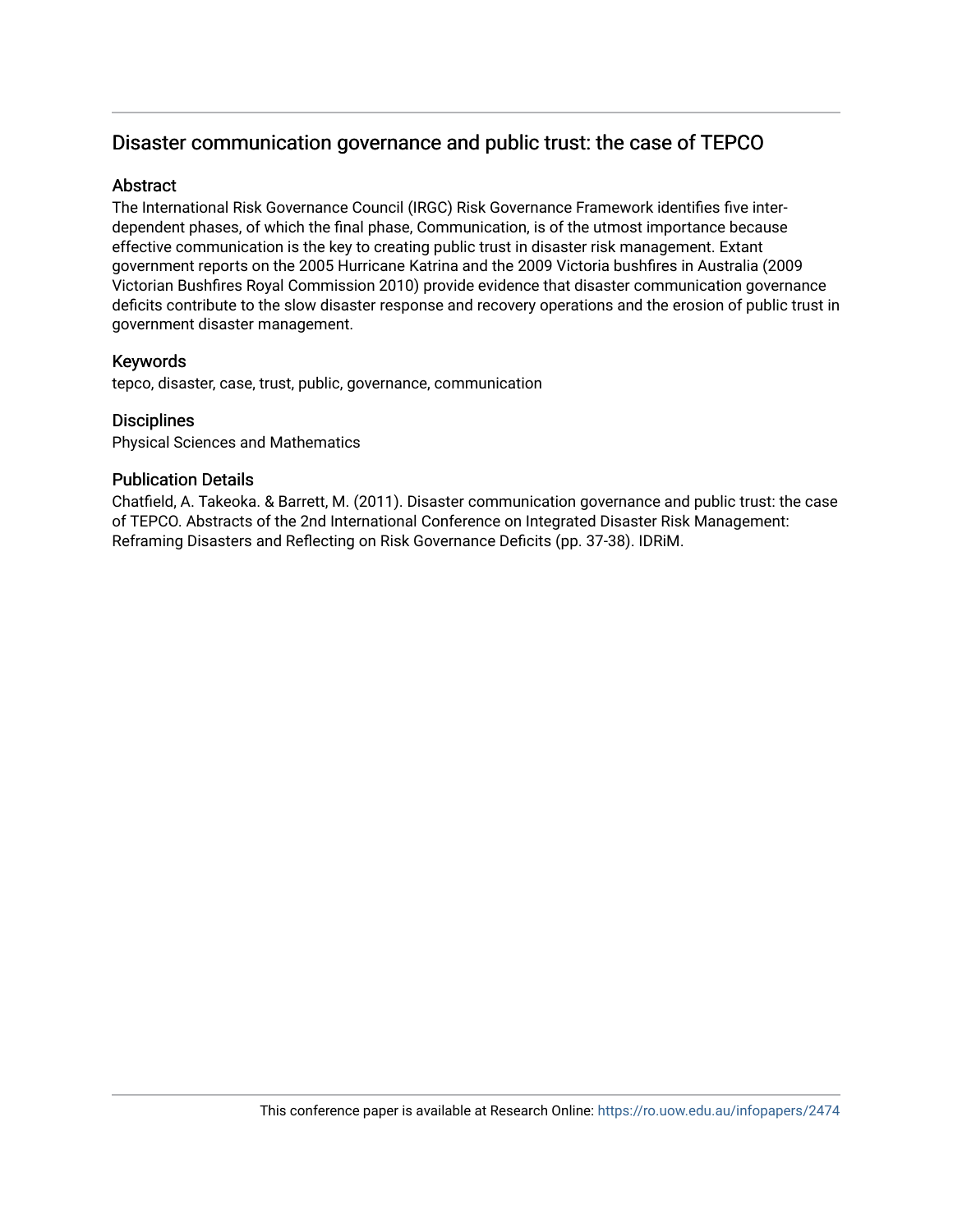# Disaster communication governance and public trust: the case of TEPCO

## Abstract

The International Risk Governance Council (IRGC) Risk Governance Framework identifies five inter-dependent phases, of which the final phase, Communication, is of the utmost importance because effective communication is the key to creating public trust in disaster risk management. Extant government reports on the 2005 Hurricane Katrina and the 2009 Victoria bushfires in Australia (2009 Victorian Bushfires Royal Commission 2010) provide evidence that disaster communication governance deficits contribute to the slow disaster response and recovery operations and the erosion of public trust in government disaster management.

## Keywords

tepco, disaster, case, trust, public, governance, communication

## Disciplines

Physical Sciences and Mathematics

## Publication Details

Chatfield, A. Takeoka. & Barrett, M. (2011). Disaster communication governance and public trust: the case of TEPCO. Abstracts of the 2nd International Conference on Integrated Disaster Risk Management: Reframing Disasters and Reflecting on Risk Governance Deficits (pp. 37-38). IDRiM.

This conference paper is available at Research Online: https://ro.uow.edu.au/infopapers/2474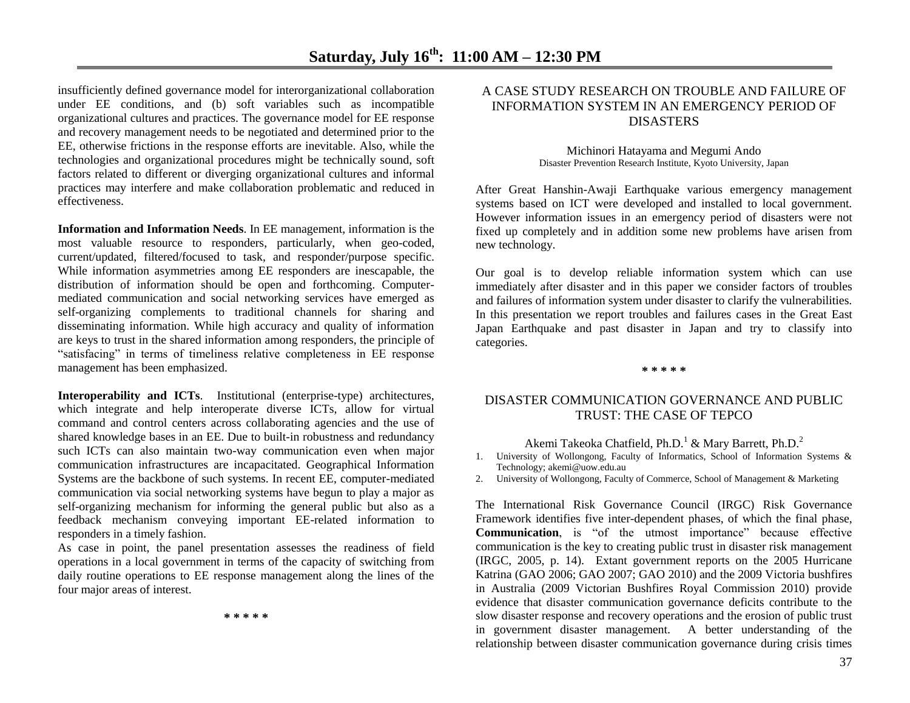insufficiently defined governance model for interorganizational collaboration under EE conditions, and (b) soft variables such as incompatible organizational cultures and practices. The governance model for EE response and recovery management needs to be negotiated and determined prior to the EE, otherwise frictions in the response efforts are inevitable. Also, while the technologies and organizational procedures might be technically sound, soft factors related to different or diverging organizational cultures and informal practices may interfere and make collaboration problematic and reduced in effectiveness.

**Information and Information Needs**. In EE management, information is the most valuable resource to responders, particularly, when geo-coded, current/updated, filtered/focused to task, and responder/purpose specific. While information asymmetries among EE responders are inescapable, the distribution of information should be open and forthcoming. Computer-mediated communication and social networking services have emerged as self-organizing complements to traditional channels for sharing and disseminating information. While high accuracy and quality of information are keys to trust in the shared information among responders, the principle of "satisfacing" in terms of timeliness relative completeness in EE response management has been emphasized.

**Interoperability and ICTs**. Institutional (enterprise-type) architectures, which integrate and help interoperate diverse ICTs, allow for virtual command and control centers across collaborating agencies and the use of shared knowledge bases in an EE. Due to built-in robustness and redundancy such ICTs can also maintain two-way communication even when major communication infrastructures are incapacitated. Geographical Information Systems are the backbone of such systems. In recent EE, computer-mediated communication via social networking systems have begun to play a major as self-organizing mechanism for informing the general public but also as a feedback mechanism conveying important EE-related information to responders in a timely fashion.

As case in point, the panel presentation assesses the readiness of field operations in a local government in terms of the capacity of switching from daily routine operations to EE response management along the lines of the four major areas of interest.

* * * * *

## A CASE STUDY RESEARCH ON TROUBLE AND FAILURE OF INFORMATION SYSTEM IN AN EMERGENCY PERIOD OF DISASTERS

Michinori Hatayama and Megumi Ando
Disaster Prevention Research Institute, Kyoto University, Japan

After Great Hanshin-Awaji Earthquake various emergency management systems based on ICT were developed and installed to local government. However information issues in an emergency period of disasters were not fixed up completely and in addition some new problems have arisen from new technology.

Our goal is to develop reliable information system which can use immediately after disaster and in this paper we consider factors of troubles and failures of information system under disaster to clarify the vulnerabilities. In this presentation we report troubles and failures cases in the Great East Japan Earthquake and past disaster in Japan and try to classify into categories.

* * * * *

## DISASTER COMMUNICATION GOVERNANCE AND PUBLIC TRUST: THE CASE OF TEPCO

Akemi Takeoka Chatfield, Ph.D.[1] & Mary Barrett, Ph.D.[2]

1. University of Wollongong, Faculty of Informatics, School of Information Systems & Technology; akemi@uow.edu.au
2. University of Wollongong, Faculty of Commerce, School of Management & Marketing

The International Risk Governance Council (IRGC) Risk Governance Framework identifies five inter-dependent phases, of which the final phase, **Communication**, is "of the utmost importance" because effective communication is the key to creating public trust in disaster risk management (IRGC, 2005, p. 14). Extant government reports on the 2005 Hurricane Katrina (GAO 2006; GAO 2007; GAO 2010) and the 2009 Victoria bushfires in Australia (2009 Victorian Bushfires Royal Commission 2010) provide evidence that disaster communication governance deficits contribute to the slow disaster response and recovery operations and the erosion of public trust in government disaster management. A better understanding of the relationship between disaster communication governance during crisis times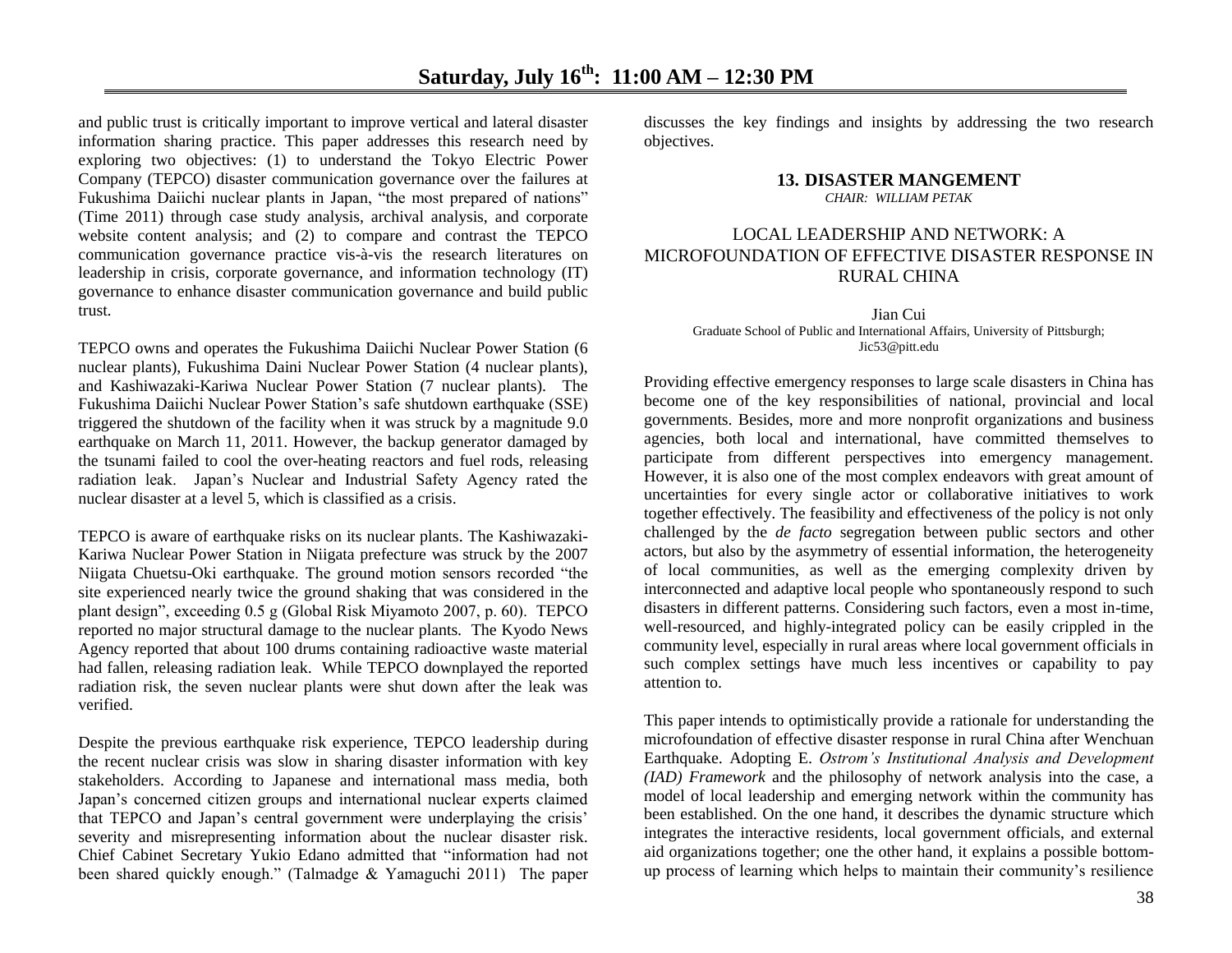and public trust is critically important to improve vertical and lateral disaster information sharing practice. This paper addresses this research need by exploring two objectives: (1) to understand the Tokyo Electric Power Company (TEPCO) disaster communication governance over the failures at Fukushima Daiichi nuclear plants in Japan, "the most prepared of nations" (Time 2011) through case study analysis, archival analysis, and corporate website content analysis; and (2) to compare and contrast the TEPCO communication governance practice vis-à-vis the research literatures on leadership in crisis, corporate governance, and information technology (IT) governance to enhance disaster communication governance and build public trust.

TEPCO owns and operates the Fukushima Daiichi Nuclear Power Station (6 nuclear plants), Fukushima Daini Nuclear Power Station (4 nuclear plants), and Kashiwazaki-Kariwa Nuclear Power Station (7 nuclear plants). The Fukushima Daiichi Nuclear Power Station's safe shutdown earthquake (SSE) triggered the shutdown of the facility when it was struck by a magnitude 9.0 earthquake on March 11, 2011. However, the backup generator damaged by the tsunami failed to cool the over-heating reactors and fuel rods, releasing radiation leak. Japan's Nuclear and Industrial Safety Agency rated the nuclear disaster at a level 5, which is classified as a crisis.

TEPCO is aware of earthquake risks on its nuclear plants. The Kashiwazaki-Kariwa Nuclear Power Station in Niigata prefecture was struck by the 2007 Niigata Chuetsu-Oki earthquake. The ground motion sensors recorded "the site experienced nearly twice the ground shaking that was considered in the plant design", exceeding 0.5 g (Global Risk Miyamoto 2007, p. 60). TEPCO reported no major structural damage to the nuclear plants. The Kyodo News Agency reported that about 100 drums containing radioactive waste material had fallen, releasing radiation leak. While TEPCO downplayed the reported radiation risk, the seven nuclear plants were shut down after the leak was verified.

Despite the previous earthquake risk experience, TEPCO leadership during the recent nuclear crisis was slow in sharing disaster information with key stakeholders. According to Japanese and international mass media, both Japan's concerned citizen groups and international nuclear experts claimed that TEPCO and Japan's central government were underplaying the crisis' severity and misrepresenting information about the nuclear disaster risk. Chief Cabinet Secretary Yukio Edano admitted that "information had not been shared quickly enough." (Talmadge & Yamaguchi 2011) The paper discusses the key findings and insights by addressing the two research objectives.

## 13. DISASTER MANGEMENT

*CHAIR: WILLIAM PETAK*

### LOCAL LEADERSHIP AND NETWORK: A MICROFOUNDATION OF EFFECTIVE DISASTER RESPONSE IN RURAL CHINA

Jian Cui
Graduate School of Public and International Affairs, University of Pittsburgh;
Jic53@pitt.edu

Providing effective emergency responses to large scale disasters in China has become one of the key responsibilities of national, provincial and local governments. Besides, more and more nonprofit organizations and business agencies, both local and international, have committed themselves to participate from different perspectives into emergency management. However, it is also one of the most complex endeavors with great amount of uncertainties for every single actor or collaborative initiatives to work together effectively. The feasibility and effectiveness of the policy is not only challenged by the *de facto* segregation between public sectors and other actors, but also by the asymmetry of essential information, the heterogeneity of local communities, as well as the emerging complexity driven by interconnected and adaptive local people who spontaneously respond to such disasters in different patterns. Considering such factors, even a most in-time, well-resourced, and highly-integrated policy can be easily crippled in the community level, especially in rural areas where local government officials in such complex settings have much less incentives or capability to pay attention to.

This paper intends to optimistically provide a rationale for understanding the microfoundation of effective disaster response in rural China after Wenchuan Earthquake. Adopting E. *Ostrom's Institutional Analysis and Development (IAD) Framework* and the philosophy of network analysis into the case, a model of local leadership and emerging network within the community has been established. On the one hand, it describes the dynamic structure which integrates the interactive residents, local government officials, and external aid organizations together; one the other hand, it explains a possible bottom-up process of learning which helps to maintain their community's resilience